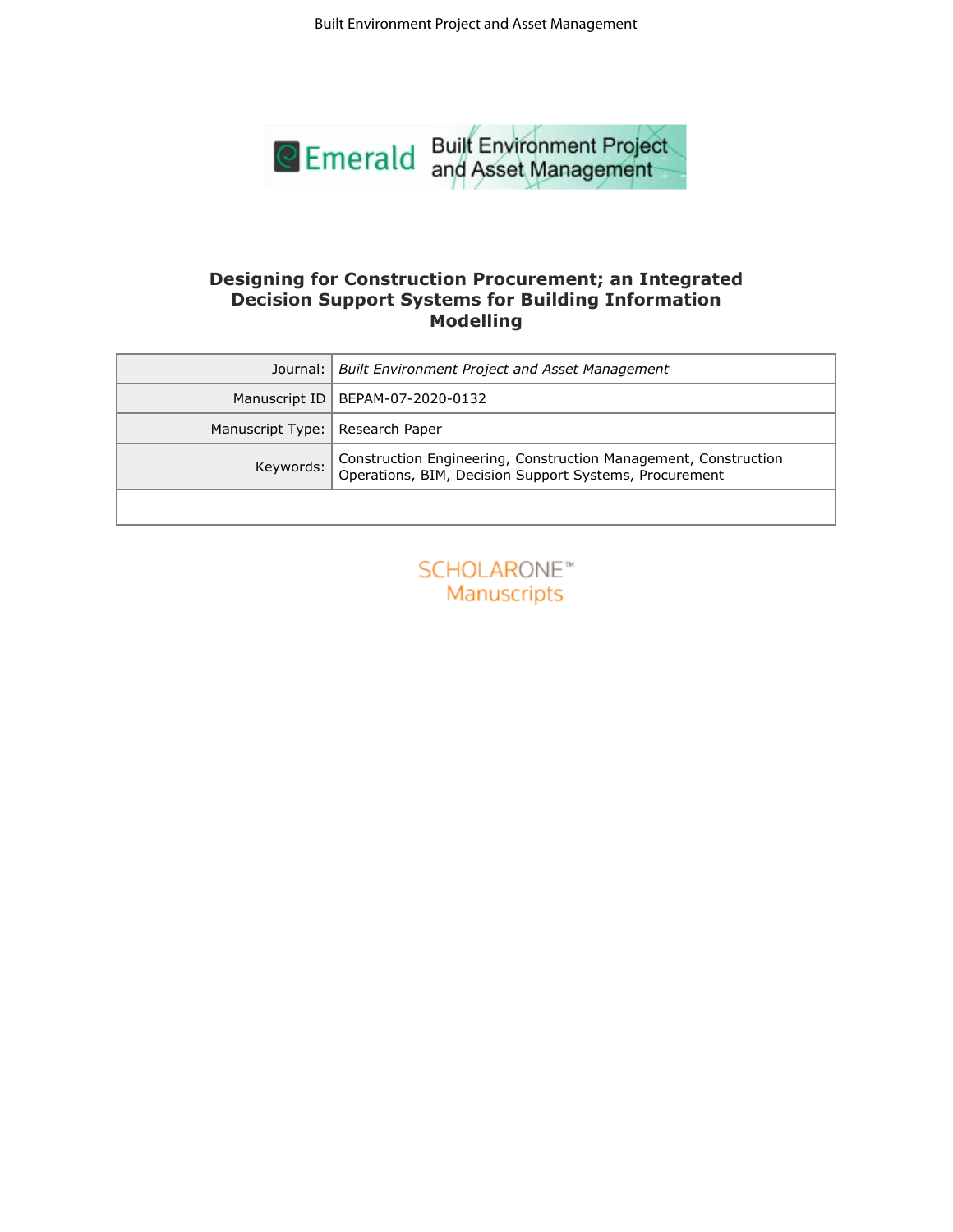# Designing for Construction Procurement; an Integrated Decision Support Systems for Building Information Modelling

| Journal: | *Built Environment Project and Asset Management* |
| --- | --- |
| Manuscript ID | BEPAM-07-2020-0132 |
| Manuscript Type: | Research Paper |
| Keywords: | Construction Engineering, Construction Management, Construction Operations, BIM, Decision Support Systems, Procurement |
| | |

SCHOLARONE™
Manuscripts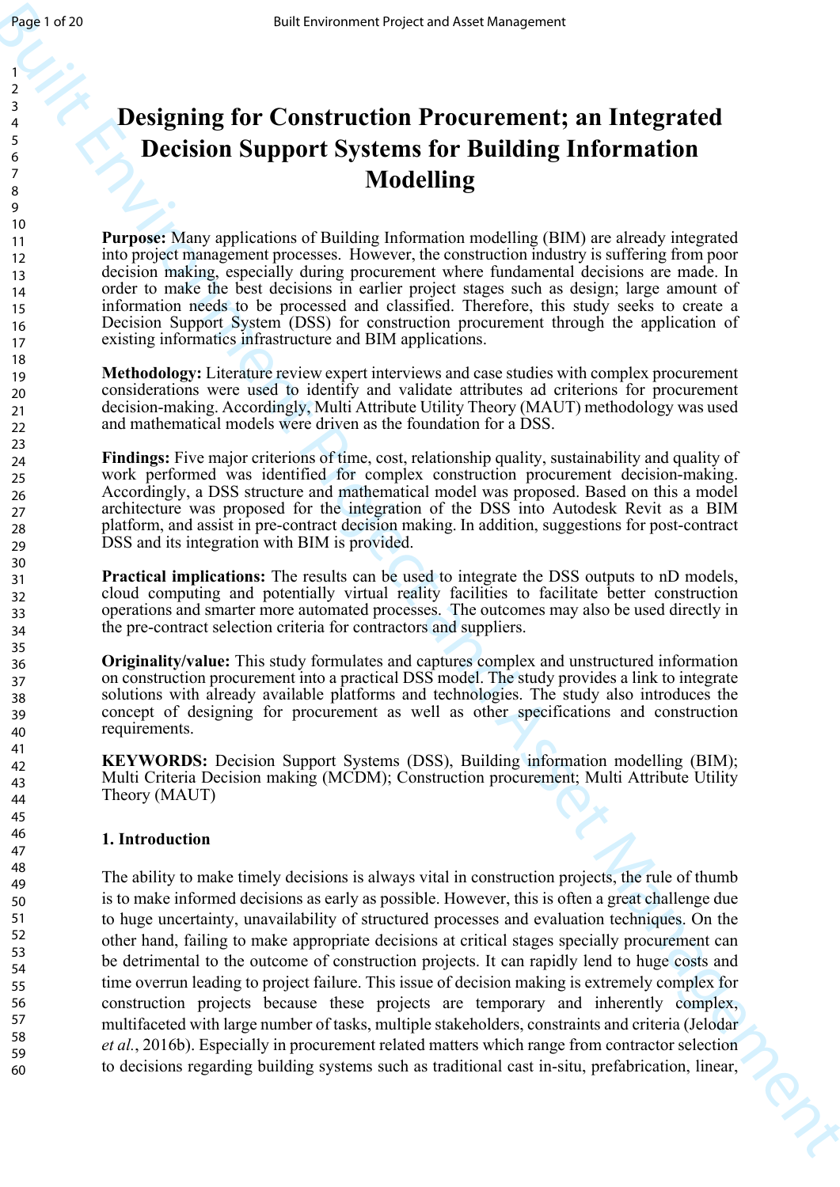# Designing for Construction Procurement; an Integrated Decision Support Systems for Building Information Modelling

**Purpose:** Many applications of Building Information modelling (BIM) are already integrated into project management processes. However, the construction industry is suffering from poor decision making, especially during procurement where fundamental decisions are made. In order to make the best decisions in earlier project stages such as design; large amount of information needs to be processed and classified. Therefore, this study seeks to create a Decision Support System (DSS) for construction procurement through the application of existing informatics infrastructure and BIM applications.

**Methodology:** Literature review expert interviews and case studies with complex procurement considerations were used to identify and validate attributes ad criterions for procurement decision-making. Accordingly, Multi Attribute Utility Theory (MAUT) methodology was used and mathematical models were driven as the foundation for a DSS.

**Findings:** Five major criterions of time, cost, relationship quality, sustainability and quality of work performed was identified for complex construction procurement decision-making. Accordingly, a DSS structure and mathematical model was proposed. Based on this a model architecture was proposed for the integration of the DSS into Autodesk Revit as a BIM platform, and assist in pre-contract decision making. In addition, suggestions for post-contract DSS and its integration with BIM is provided.

**Practical implications:** The results can be used to integrate the DSS outputs to nD models, cloud computing and potentially virtual reality facilities to facilitate better construction operations and smarter more automated processes. The outcomes may also be used directly in the pre-contract selection criteria for contractors and suppliers.

**Originality/value:** This study formulates and captures complex and unstructured information on construction procurement into a practical DSS model. The study provides a link to integrate solutions with already available platforms and technologies. The study also introduces the concept of designing for procurement as well as other specifications and construction requirements.

**KEYWORDS:** Decision Support Systems (DSS), Building information modelling (BIM); Multi Criteria Decision making (MCDM); Construction procurement; Multi Attribute Utility Theory (MAUT)

## 1. Introduction

The ability to make timely decisions is always vital in construction projects, the rule of thumb is to make informed decisions as early as possible. However, this is often a great challenge due to huge uncertainty, unavailability of structured processes and evaluation techniques. On the other hand, failing to make appropriate decisions at critical stages specially procurement can be detrimental to the outcome of construction projects. It can rapidly lend to huge costs and time overrun leading to project failure. This issue of decision making is extremely complex for construction projects because these projects are temporary and inherently complex, multifaceted with large number of tasks, multiple stakeholders, constraints and criteria (Jelodar *et al.*, 2016b). Especially in procurement related matters which range from contractor selection to decisions regarding building systems such as traditional cast in-situ, prefabrication, linear,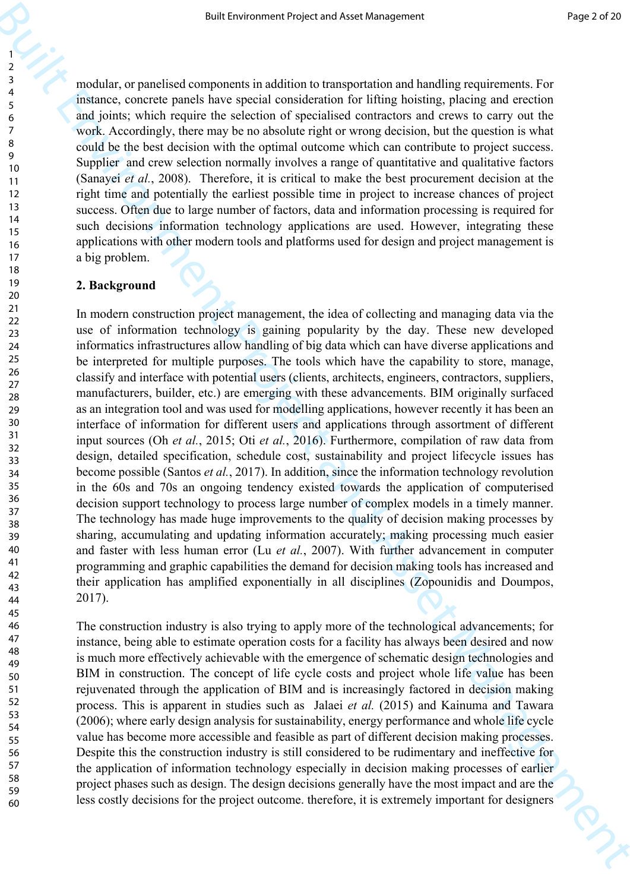modular, or panelised components in addition to transportation and handling requirements. For instance, concrete panels have special consideration for lifting hoisting, placing and erection and joints; which require the selection of specialised contractors and crews to carry out the work. Accordingly, there may be no absolute right or wrong decision, but the question is what could be the best decision with the optimal outcome which can contribute to project success. Supplier and crew selection normally involves a range of quantitative and qualitative factors (Sanayei *et al.*, 2008). Therefore, it is critical to make the best procurement decision at the right time and potentially the earliest possible time in project to increase chances of project success. Often due to large number of factors, data and information processing is required for such decisions information technology applications are used. However, integrating these applications with other modern tools and platforms used for design and project management is a big problem.

## 2. Background

In modern construction project management, the idea of collecting and managing data via the use of information technology is gaining popularity by the day. These new developed informatics infrastructures allow handling of big data which can have diverse applications and be interpreted for multiple purposes. The tools which have the capability to store, manage, classify and interface with potential users (clients, architects, engineers, contractors, suppliers, manufacturers, builder, etc.) are emerging with these advancements. BIM originally surfaced as an integration tool and was used for modelling applications, however recently it has been an interface of information for different users and applications through assortment of different input sources (Oh *et al.*, 2015; Oti *et al.*, 2016). Furthermore, compilation of raw data from design, detailed specification, schedule cost, sustainability and project lifecycle issues has become possible (Santos *et al.*, 2017). In addition, since the information technology revolution in the 60s and 70s an ongoing tendency existed towards the application of computerised decision support technology to process large number of complex models in a timely manner. The technology has made huge improvements to the quality of decision making processes by sharing, accumulating and updating information accurately; making processing much easier and faster with less human error (Lu *et al.*, 2007). With further advancement in computer programming and graphic capabilities the demand for decision making tools has increased and their application has amplified exponentially in all disciplines (Zopounidis and Doumpos, 2017).

The construction industry is also trying to apply more of the technological advancements; for instance, being able to estimate operation costs for a facility has always been desired and now is much more effectively achievable with the emergence of schematic design technologies and BIM in construction. The concept of life cycle costs and project whole life value has been rejuvenated through the application of BIM and is increasingly factored in decision making process. This is apparent in studies such as Jalaei *et al.* (2015) and Kainuma and Tawara (2006); where early design analysis for sustainability, energy performance and whole life cycle value has become more accessible and feasible as part of different decision making processes. Despite this the construction industry is still considered to be rudimentary and ineffective for the application of information technology especially in decision making processes of earlier project phases such as design. The design decisions generally have the most impact and are the less costly decisions for the project outcome. therefore, it is extremely important for designers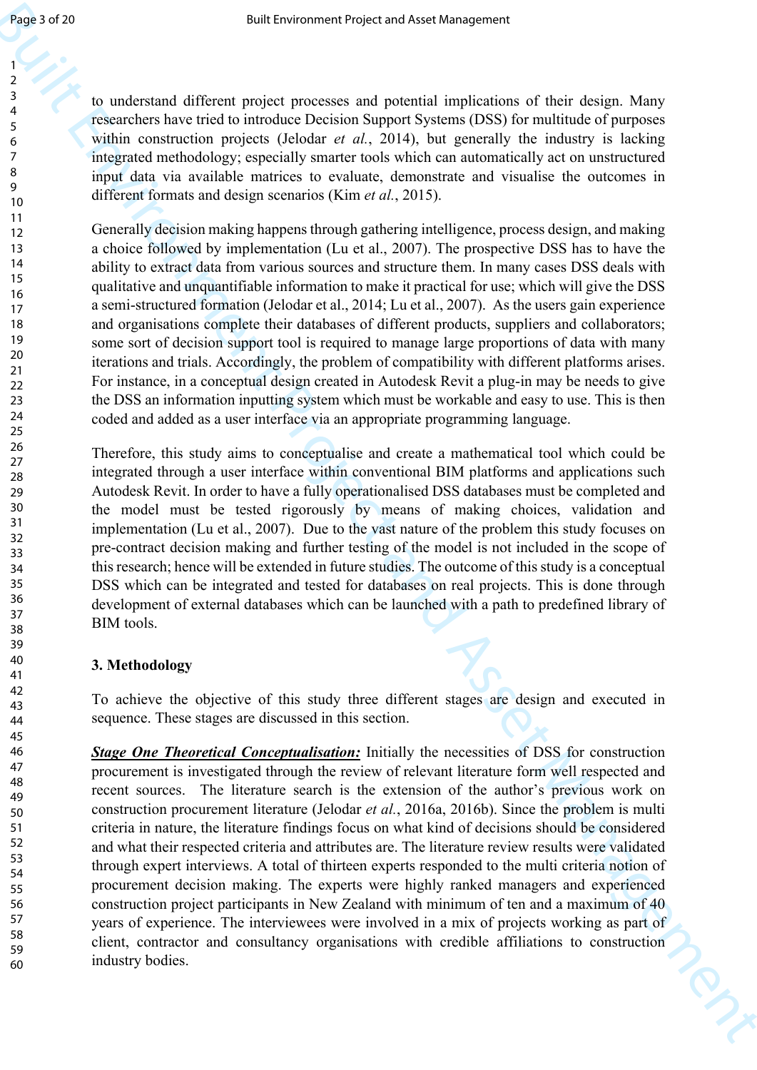to understand different project processes and potential implications of their design. Many researchers have tried to introduce Decision Support Systems (DSS) for multitude of purposes within construction projects (Jelodar *et al.*, 2014), but generally the industry is lacking integrated methodology; especially smarter tools which can automatically act on unstructured input data via available matrices to evaluate, demonstrate and visualise the outcomes in different formats and design scenarios (Kim *et al.*, 2015).

Generally decision making happens through gathering intelligence, process design, and making a choice followed by implementation (Lu et al., 2007). The prospective DSS has to have the ability to extract data from various sources and structure them. In many cases DSS deals with qualitative and unquantifiable information to make it practical for use; which will give the DSS a semi-structured formation (Jelodar et al., 2014; Lu et al., 2007). As the users gain experience and organisations complete their databases of different products, suppliers and collaborators; some sort of decision support tool is required to manage large proportions of data with many iterations and trials. Accordingly, the problem of compatibility with different platforms arises. For instance, in a conceptual design created in Autodesk Revit a plug-in may be needs to give the DSS an information inputting system which must be workable and easy to use. This is then coded and added as a user interface via an appropriate programming language.

Therefore, this study aims to conceptualise and create a mathematical tool which could be integrated through a user interface within conventional BIM platforms and applications such Autodesk Revit. In order to have a fully operationalised DSS databases must be completed and the model must be tested rigorously by means of making choices, validation and implementation (Lu et al., 2007). Due to the vast nature of the problem this study focuses on pre-contract decision making and further testing of the model is not included in the scope of this research; hence will be extended in future studies. The outcome of this study is a conceptual DSS which can be integrated and tested for databases on real projects. This is done through development of external databases which can be launched with a path to predefined library of BIM tools.

## 3. Methodology

To achieve the objective of this study three different stages are design and executed in sequence. These stages are discussed in this section.

***Stage One Theoretical Conceptualisation:*** Initially the necessities of DSS for construction procurement is investigated through the review of relevant literature form well respected and recent sources. The literature search is the extension of the author's previous work on construction procurement literature (Jelodar *et al.*, 2016a, 2016b). Since the problem is multi criteria in nature, the literature findings focus on what kind of decisions should be considered and what their respected criteria and attributes are. The literature review results were validated through expert interviews. A total of thirteen experts responded to the multi criteria notion of procurement decision making. The experts were highly ranked managers and experienced construction project participants in New Zealand with minimum of ten and a maximum of 40 years of experience. The interviewees were involved in a mix of projects working as part of client, contractor and consultancy organisations with credible affiliations to construction industry bodies.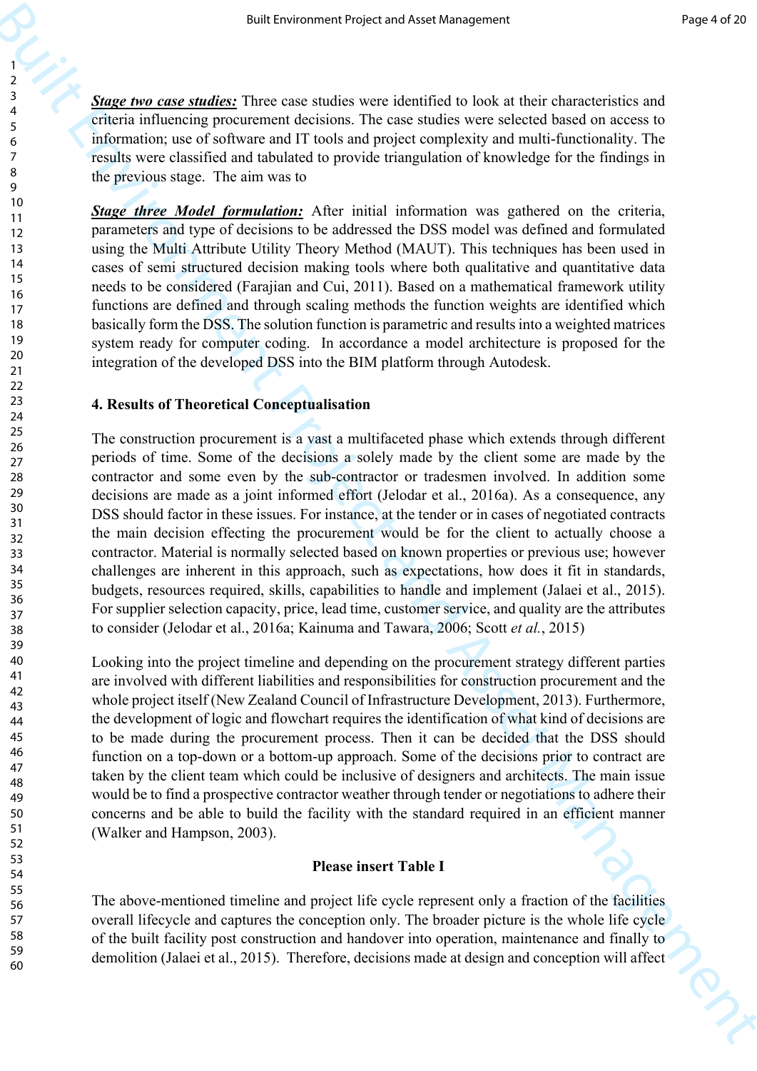***Stage two case studies:*** Three case studies were identified to look at their characteristics and criteria influencing procurement decisions. The case studies were selected based on access to information; use of software and IT tools and project complexity and multi-functionality. The results were classified and tabulated to provide triangulation of knowledge for the findings in the previous stage. The aim was to

***Stage three Model formulation:*** After initial information was gathered on the criteria, parameters and type of decisions to be addressed the DSS model was defined and formulated using the Multi Attribute Utility Theory Method (MAUT). This techniques has been used in cases of semi structured decision making tools where both qualitative and quantitative data needs to be considered (Farajian and Cui, 2011). Based on a mathematical framework utility functions are defined and through scaling methods the function weights are identified which basically form the DSS. The solution function is parametric and results into a weighted matrices system ready for computer coding. In accordance a model architecture is proposed for the integration of the developed DSS into the BIM platform through Autodesk.

## 4. Results of Theoretical Conceptualisation

The construction procurement is a vast a multifaceted phase which extends through different periods of time. Some of the decisions a solely made by the client some are made by the contractor and some even by the sub-contractor or tradesmen involved. In addition some decisions are made as a joint informed effort (Jelodar et al., 2016a). As a consequence, any DSS should factor in these issues. For instance, at the tender or in cases of negotiated contracts the main decision effecting the procurement would be for the client to actually choose a contractor. Material is normally selected based on known properties or previous use; however challenges are inherent in this approach, such as expectations, how does it fit in standards, budgets, resources required, skills, capabilities to handle and implement (Jalaei et al., 2015). For supplier selection capacity, price, lead time, customer service, and quality are the attributes to consider (Jelodar et al., 2016a; Kainuma and Tawara, 2006; Scott *et al.*, 2015)

Looking into the project timeline and depending on the procurement strategy different parties are involved with different liabilities and responsibilities for construction procurement and the whole project itself (New Zealand Council of Infrastructure Development, 2013). Furthermore, the development of logic and flowchart requires the identification of what kind of decisions are to be made during the procurement process. Then it can be decided that the DSS should function on a top-down or a bottom-up approach. Some of the decisions prior to contract are taken by the client team which could be inclusive of designers and architects. The main issue would be to find a prospective contractor weather through tender or negotiations to adhere their concerns and be able to build the facility with the standard required in an efficient manner (Walker and Hampson, 2003).

**Please insert Table I**

The above-mentioned timeline and project life cycle represent only a fraction of the facilities overall lifecycle and captures the conception only. The broader picture is the whole life cycle of the built facility post construction and handover into operation, maintenance and finally to demolition (Jalaei et al., 2015). Therefore, decisions made at design and conception will affect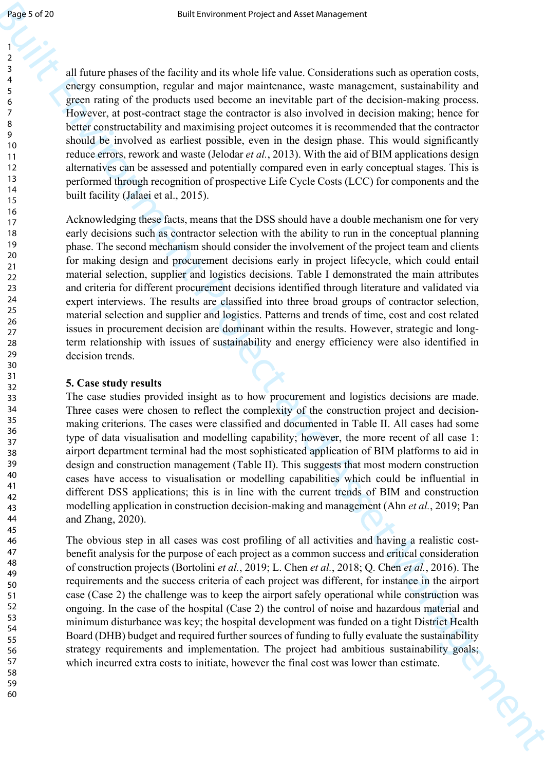all future phases of the facility and its whole life value. Considerations such as operation costs, energy consumption, regular and major maintenance, waste management, sustainability and green rating of the products used become an inevitable part of the decision-making process. However, at post-contract stage the contractor is also involved in decision making; hence for better constructability and maximising project outcomes it is recommended that the contractor should be involved as earliest possible, even in the design phase. This would significantly reduce errors, rework and waste (Jelodar *et al.*, 2013). With the aid of BIM applications design alternatives can be assessed and potentially compared even in early conceptual stages. This is performed through recognition of prospective Life Cycle Costs (LCC) for components and the built facility (Jalaei et al., 2015).

Acknowledging these facts, means that the DSS should have a double mechanism one for very early decisions such as contractor selection with the ability to run in the conceptual planning phase. The second mechanism should consider the involvement of the project team and clients for making design and procurement decisions early in project lifecycle, which could entail material selection, supplier and logistics decisions. Table I demonstrated the main attributes and criteria for different procurement decisions identified through literature and validated via expert interviews. The results are classified into three broad groups of contractor selection, material selection and supplier and logistics. Patterns and trends of time, cost and cost related issues in procurement decision are dominant within the results. However, strategic and long-term relationship with issues of sustainability and energy efficiency were also identified in decision trends.

**5. Case study results**

The case studies provided insight as to how procurement and logistics decisions are made. Three cases were chosen to reflect the complexity of the construction project and decision-making criterions. The cases were classified and documented in Table II. All cases had some type of data visualisation and modelling capability; however, the more recent of all case 1: airport department terminal had the most sophisticated application of BIM platforms to aid in design and construction management (Table II). This suggests that most modern construction cases have access to visualisation or modelling capabilities which could be influential in different DSS applications; this is in line with the current trends of BIM and construction modelling application in construction decision-making and management (Ahn *et al.*, 2019; Pan and Zhang, 2020).

The obvious step in all cases was cost profiling of all activities and having a realistic cost-benefit analysis for the purpose of each project as a common success and critical consideration of construction projects (Bortolini *et al.*, 2019; L. Chen *et al.*, 2018; Q. Chen *et al.*, 2016). The requirements and the success criteria of each project was different, for instance in the airport case (Case 2) the challenge was to keep the airport safely operational while construction was ongoing. In the case of the hospital (Case 2) the control of noise and hazardous material and minimum disturbance was key; the hospital development was funded on a tight District Health Board (DHB) budget and required further sources of funding to fully evaluate the sustainability strategy requirements and implementation. The project had ambitious sustainability goals; which incurred extra costs to initiate, however the final cost was lower than estimate.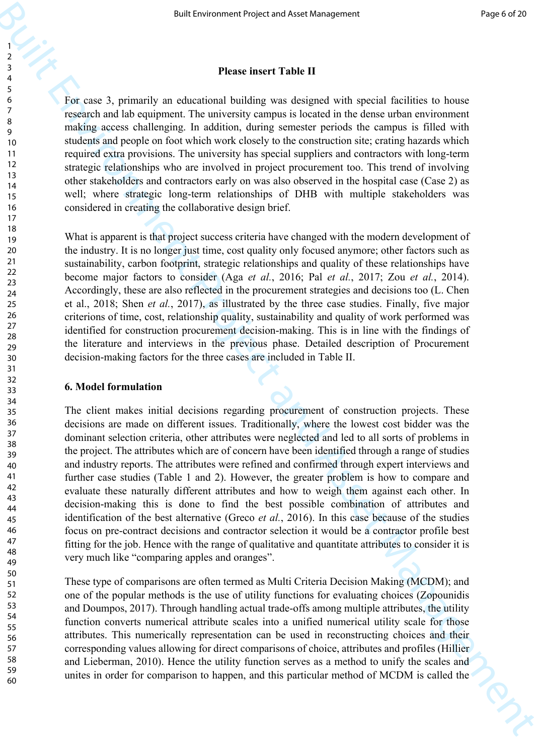**Please insert Table II**

For case 3, primarily an educational building was designed with special facilities to house research and lab equipment. The university campus is located in the dense urban environment making access challenging. In addition, during semester periods the campus is filled with students and people on foot which work closely to the construction site; crating hazards which required extra provisions. The university has special suppliers and contractors with long-term strategic relationships who are involved in project procurement too. This trend of involving other stakeholders and contractors early on was also observed in the hospital case (Case 2) as well; where strategic long-term relationships of DHB with multiple stakeholders was considered in creating the collaborative design brief.

What is apparent is that project success criteria have changed with the modern development of the industry. It is no longer just time, cost quality only focused anymore; other factors such as sustainability, carbon footprint, strategic relationships and quality of these relationships have become major factors to consider (Aga *et al.*, 2016; Pal *et al.*, 2017; Zou *et al.*, 2014). Accordingly, these are also reflected in the procurement strategies and decisions too (L. Chen et al., 2018; Shen *et al.*, 2017), as illustrated by the three case studies. Finally, five major criterions of time, cost, relationship quality, sustainability and quality of work performed was identified for construction procurement decision-making. This is in line with the findings of the literature and interviews in the previous phase. Detailed description of Procurement decision-making factors for the three cases are included in Table II.

## 6. Model formulation

The client makes initial decisions regarding procurement of construction projects. These decisions are made on different issues. Traditionally, where the lowest cost bidder was the dominant selection criteria, other attributes were neglected and led to all sorts of problems in the project. The attributes which are of concern have been identified through a range of studies and industry reports. The attributes were refined and confirmed through expert interviews and further case studies (Table 1 and 2). However, the greater problem is how to compare and evaluate these naturally different attributes and how to weigh them against each other. In decision-making this is done to find the best possible combination of attributes and identification of the best alternative (Greco *et al.*, 2016). In this case because of the studies focus on pre-contract decisions and contractor selection it would be a contractor profile best fitting for the job. Hence with the range of qualitative and quantitate attributes to consider it is very much like "comparing apples and oranges".

These type of comparisons are often termed as Multi Criteria Decision Making (MCDM); and one of the popular methods is the use of utility functions for evaluating choices (Zopounidis and Doumpos, 2017). Through handling actual trade-offs among multiple attributes, the utility function converts numerical attribute scales into a unified numerical utility scale for those attributes. This numerically representation can be used in reconstructing choices and their corresponding values allowing for direct comparisons of choice, attributes and profiles (Hillier and Lieberman, 2010). Hence the utility function serves as a method to unify the scales and unites in order for comparison to happen, and this particular method of MCDM is called the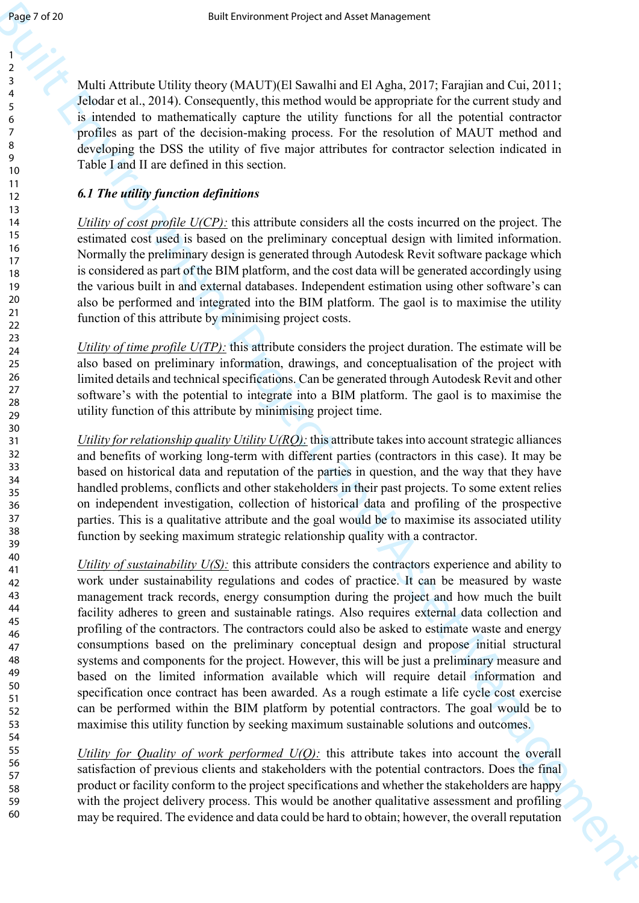Multi Attribute Utility theory (MAUT)(El Sawalhi and El Agha, 2017; Farajian and Cui, 2011; Jelodar et al., 2014). Consequently, this method would be appropriate for the current study and is intended to mathematically capture the utility functions for all the potential contractor profiles as part of the decision-making process. For the resolution of MAUT method and developing the DSS the utility of five major attributes for contractor selection indicated in Table I and II are defined in this section.

### *6.1 The utility function definitions*

Utility of cost profile U(CP): this attribute considers all the costs incurred on the project. The estimated cost used is based on the preliminary conceptual design with limited information. Normally the preliminary design is generated through Autodesk Revit software package which is considered as part of the BIM platform, and the cost data will be generated accordingly using the various built in and external databases. Independent estimation using other software's can also be performed and integrated into the BIM platform. The gaol is to maximise the utility function of this attribute by minimising project costs.

Utility of time profile U(TP): this attribute considers the project duration. The estimate will be also based on preliminary information, drawings, and conceptualisation of the project with limited details and technical specifications. Can be generated through Autodesk Revit and other software's with the potential to integrate into a BIM platform. The gaol is to maximise the utility function of this attribute by minimising project time.

Utility for relationship quality Utility U(RQ): this attribute takes into account strategic alliances and benefits of working long-term with different parties (contractors in this case). It may be based on historical data and reputation of the parties in question, and the way that they have handled problems, conflicts and other stakeholders in their past projects. To some extent relies on independent investigation, collection of historical data and profiling of the prospective parties. This is a qualitative attribute and the goal would be to maximise its associated utility function by seeking maximum strategic relationship quality with a contractor.

Utility of sustainability U(S): this attribute considers the contractors experience and ability to work under sustainability regulations and codes of practice. It can be measured by waste management track records, energy consumption during the project and how much the built facility adheres to green and sustainable ratings. Also requires external data collection and profiling of the contractors. The contractors could also be asked to estimate waste and energy consumptions based on the preliminary conceptual design and propose initial structural systems and components for the project. However, this will be just a preliminary measure and based on the limited information available which will require detail information and specification once contract has been awarded. As a rough estimate a life cycle cost exercise can be performed within the BIM platform by potential contractors. The goal would be to maximise this utility function by seeking maximum sustainable solutions and outcomes.

Utility for Quality of work performed U(Q): this attribute takes into account the overall satisfaction of previous clients and stakeholders with the potential contractors. Does the final product or facility conform to the project specifications and whether the stakeholders are happy with the project delivery process. This would be another qualitative assessment and profiling may be required. The evidence and data could be hard to obtain; however, the overall reputation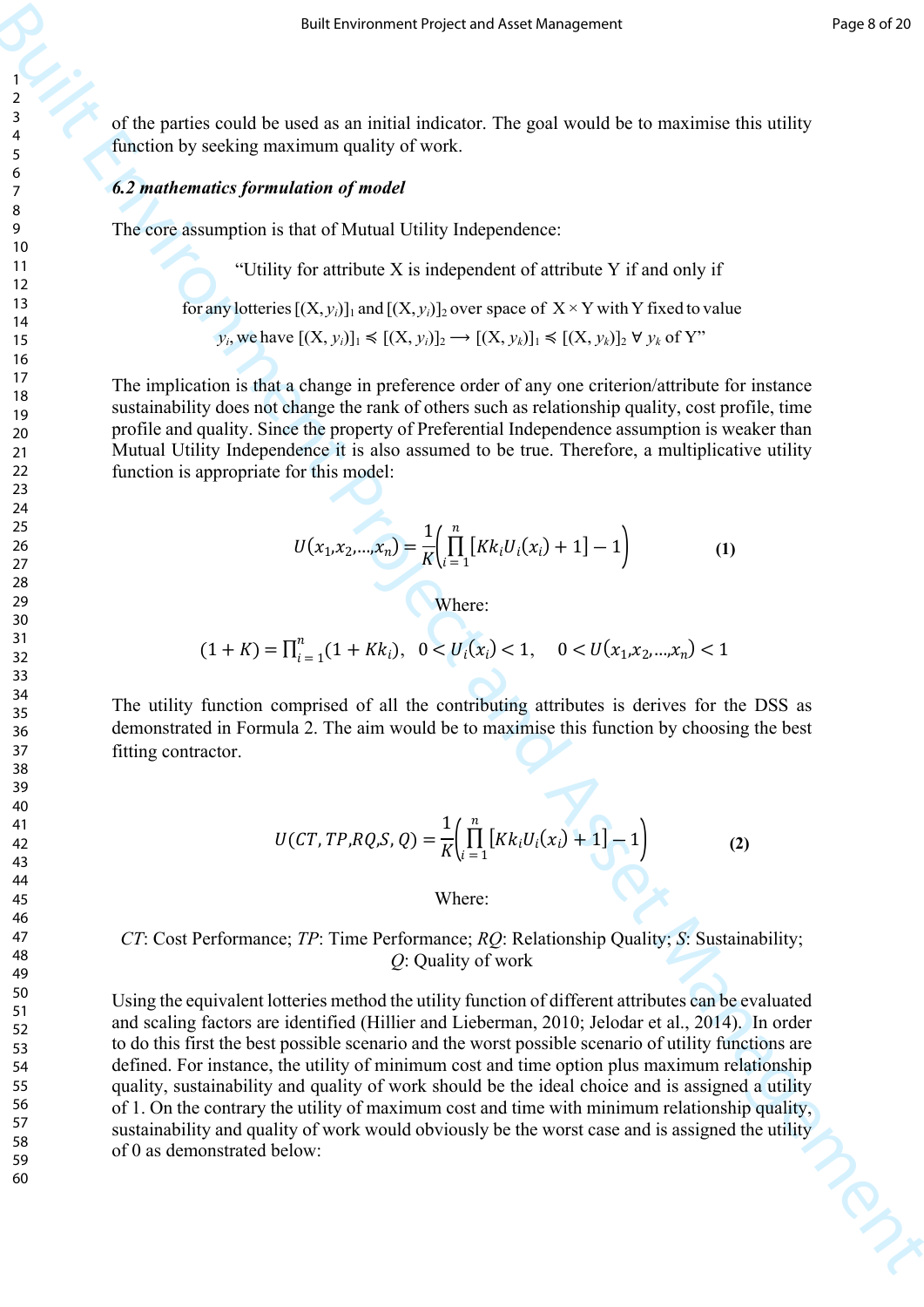of the parties could be used as an initial indicator. The goal would be to maximise this utility function by seeking maximum quality of work.

### *6.2 mathematics formulation of model*

The core assumption is that of Mutual Utility Independence:

"Utility for attribute X is independent of attribute Y if and only if

for any lotteries $[(X, y_i)]_1$ and $[(X, y_i)]_2$ over space of $X \times Y$ with Y fixed to value $y_i$, we have $[(X, y_i)]_1 \preccurlyeq [(X, y_i)]_2 \longrightarrow [(X, y_k)]_1 \preccurlyeq [(X, y_k)]_2 \; \forall \; y_k$ of Y"

The implication is that a change in preference order of any one criterion/attribute for instance sustainability does not change the rank of others such as relationship quality, cost profile, time profile and quality. Since the property of Preferential Independence assumption is weaker than Mutual Utility Independence it is also assumed to be true. Therefore, a multiplicative utility function is appropriate for this model:

$$U(x_1, x_2, \ldots, x_n) = \frac{1}{K}\left(\prod_{i=1}^{n}[Kk_i U_i(x_i) + 1] - 1\right) \quad \textbf{(1)}$$

Where:

$$(1 + K) = \prod_{i=1}^{n}(1 + Kk_i), \quad 0 < U_i(x_i) < 1, \quad 0 < U(x_1, x_2, \ldots, x_n) < 1$$

The utility function comprised of all the contributing attributes is derives for the DSS as demonstrated in Formula 2. The aim would be to maximise this function by choosing the best fitting contractor.

$$U(CT, TP, RQ, S, Q) = \frac{1}{K}\left(\prod_{i=1}^{n}[Kk_i U_i(x_i) + 1] - 1\right) \quad \textbf{(2)}$$

Where:

*CT*: Cost Performance; *TP*: Time Performance; *RQ*: Relationship Quality; *S*: Sustainability; *Q*: Quality of work

Using the equivalent lotteries method the utility function of different attributes can be evaluated and scaling factors are identified (Hillier and Lieberman, 2010; Jelodar et al., 2014). In order to do this first the best possible scenario and the worst possible scenario of utility functions are defined. For instance, the utility of minimum cost and time option plus maximum relationship quality, sustainability and quality of work should be the ideal choice and is assigned a utility of 1. On the contrary the utility of maximum cost and time with minimum relationship quality, sustainability and quality of work would obviously be the worst case and is assigned the utility of 0 as demonstrated below: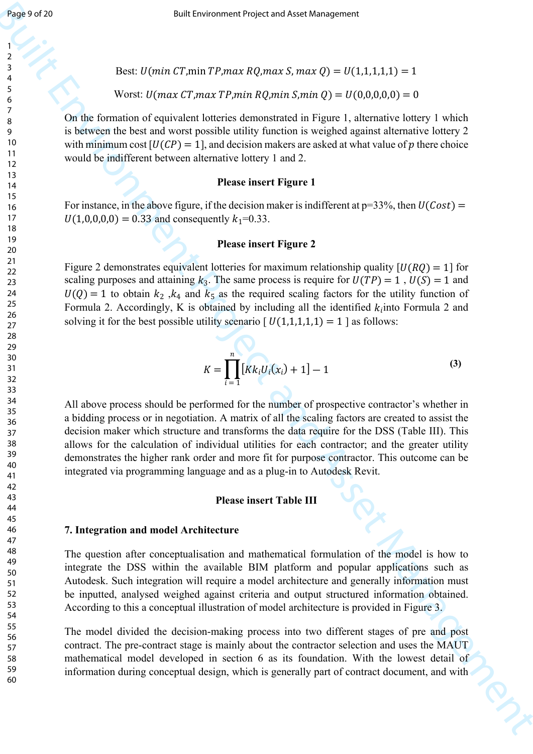Best: $U(min\ CT, min\ TP, max\ RQ, max\ S, max\ Q) = U(1,1,1,1,1) = 1$

Worst: $U(max\ CT, max\ TP, min\ RQ, min\ S, min\ Q) = U(0,0,0,0,0) = 0$

On the formation of equivalent lotteries demonstrated in Figure 1, alternative lottery 1 which is between the best and worst possible utility function is weighed against alternative lottery 2 with minimum cost [$U(CP) = 1$], and decision makers are asked at what value of $p$ there choice would be indifferent between alternative lottery 1 and 2.

**Please insert Figure 1**

For instance, in the above figure, if the decision maker is indifferent at p=33%, then $U(Cost) = U(1,0,0,0,0) = 0.33$ and consequently $k_1$=0.33.

**Please insert Figure 2**

Figure 2 demonstrates equivalent lotteries for maximum relationship quality [$U(RQ) = 1$] for scaling purposes and attaining $k_3$. The same process is require for $U(TP) = 1$ , $U(S) = 1$ and $U(Q) = 1$ to obtain $k_2$ ,$k_4$ and $k_5$ as the required scaling factors for the utility function of Formula 2. Accordingly, K is obtained by including all the identified $k_i$into Formula 2 and solving it for the best possible utility scenario [ $U(1,1,1,1,1) = 1$ ] as follows:

$$K = \prod_{i=1}^{n} [Kk_i U_i(x_i) + 1] - 1 \tag{3}$$

All above process should be performed for the number of prospective contractor's whether in a bidding process or in negotiation. A matrix of all the scaling factors are created to assist the decision maker which structure and transforms the data require for the DSS (Table III). This allows for the calculation of individual utilities for each contractor; and the greater utility demonstrates the higher rank order and more fit for purpose contractor. This outcome can be integrated via programming language and as a plug-in to Autodesk Revit.

**Please insert Table III**

## 7. Integration and model Architecture

The question after conceptualisation and mathematical formulation of the model is how to integrate the DSS within the available BIM platform and popular applications such as Autodesk. Such integration will require a model architecture and generally information must be inputted, analysed weighed against criteria and output structured information obtained. According to this a conceptual illustration of model architecture is provided in Figure 3.

The model divided the decision-making process into two different stages of pre and post contract. The pre-contract stage is mainly about the contractor selection and uses the MAUT mathematical model developed in section 6 as its foundation. With the lowest detail of information during conceptual design, which is generally part of contract document, and with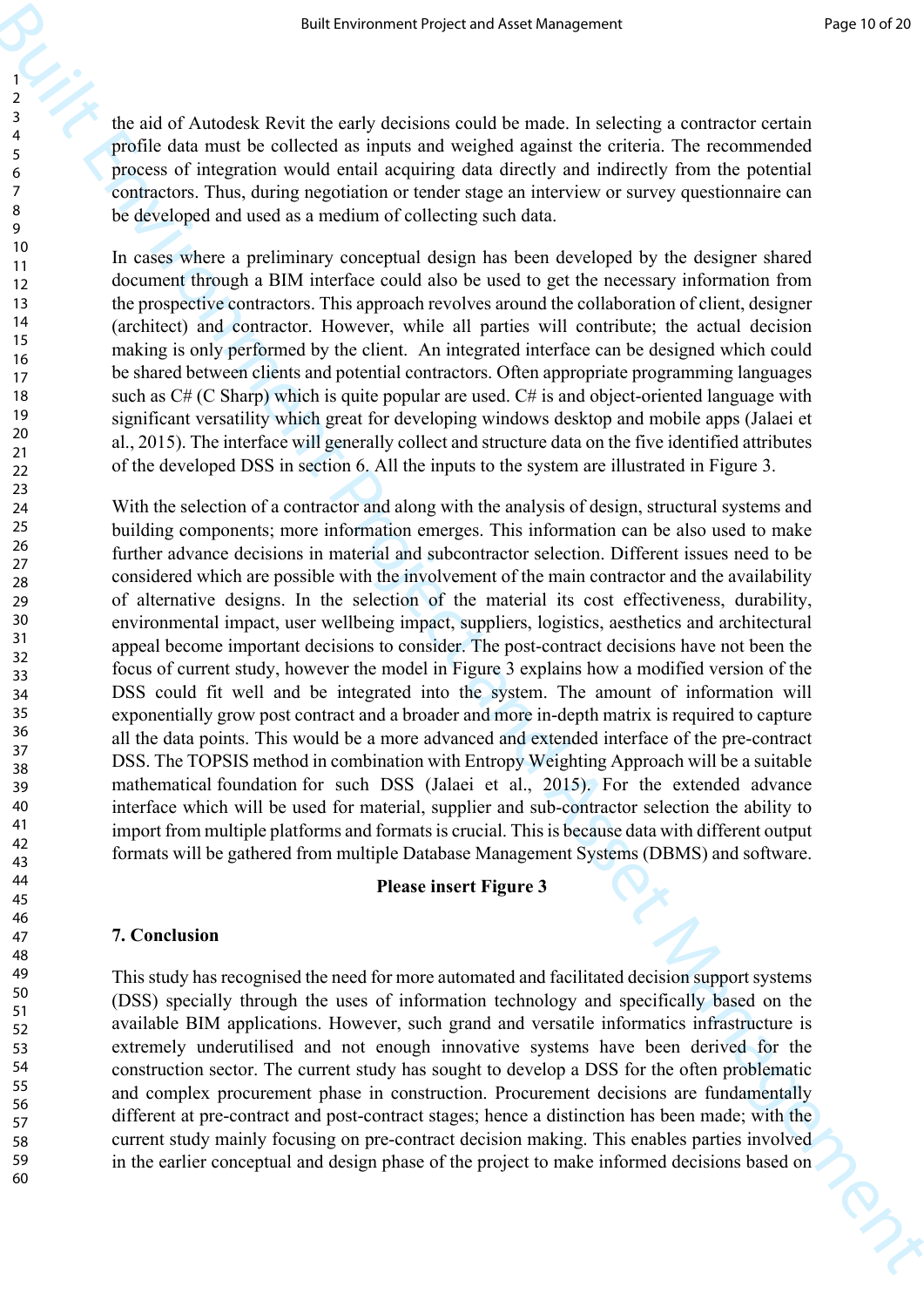the aid of Autodesk Revit the early decisions could be made. In selecting a contractor certain profile data must be collected as inputs and weighed against the criteria. The recommended process of integration would entail acquiring data directly and indirectly from the potential contractors. Thus, during negotiation or tender stage an interview or survey questionnaire can be developed and used as a medium of collecting such data.

In cases where a preliminary conceptual design has been developed by the designer shared document through a BIM interface could also be used to get the necessary information from the prospective contractors. This approach revolves around the collaboration of client, designer (architect) and contractor. However, while all parties will contribute; the actual decision making is only performed by the client. An integrated interface can be designed which could be shared between clients and potential contractors. Often appropriate programming languages such as C# (C Sharp) which is quite popular are used. C# is and object-oriented language with significant versatility which great for developing windows desktop and mobile apps (Jalaei et al., 2015). The interface will generally collect and structure data on the five identified attributes of the developed DSS in section 6. All the inputs to the system are illustrated in Figure 3.

With the selection of a contractor and along with the analysis of design, structural systems and building components; more information emerges. This information can be also used to make further advance decisions in material and subcontractor selection. Different issues need to be considered which are possible with the involvement of the main contractor and the availability of alternative designs. In the selection of the material its cost effectiveness, durability, environmental impact, user wellbeing impact, suppliers, logistics, aesthetics and architectural appeal become important decisions to consider. The post-contract decisions have not been the focus of current study, however the model in Figure 3 explains how a modified version of the DSS could fit well and be integrated into the system. The amount of information will exponentially grow post contract and a broader and more in-depth matrix is required to capture all the data points. This would be a more advanced and extended interface of the pre-contract DSS. The TOPSIS method in combination with Entropy Weighting Approach will be a suitable mathematical foundation for such DSS (Jalaei et al., 2015). For the extended advance interface which will be used for material, supplier and sub-contractor selection the ability to import from multiple platforms and formats is crucial. This is because data with different output formats will be gathered from multiple Database Management Systems (DBMS) and software.

**Please insert Figure 3**

## 7. Conclusion

This study has recognised the need for more automated and facilitated decision support systems (DSS) specially through the uses of information technology and specifically based on the available BIM applications. However, such grand and versatile informatics infrastructure is extremely underutilised and not enough innovative systems have been derived for the construction sector. The current study has sought to develop a DSS for the often problematic and complex procurement phase in construction. Procurement decisions are fundamentally different at pre-contract and post-contract stages; hence a distinction has been made; with the current study mainly focusing on pre-contract decision making. This enables parties involved in the earlier conceptual and design phase of the project to make informed decisions based on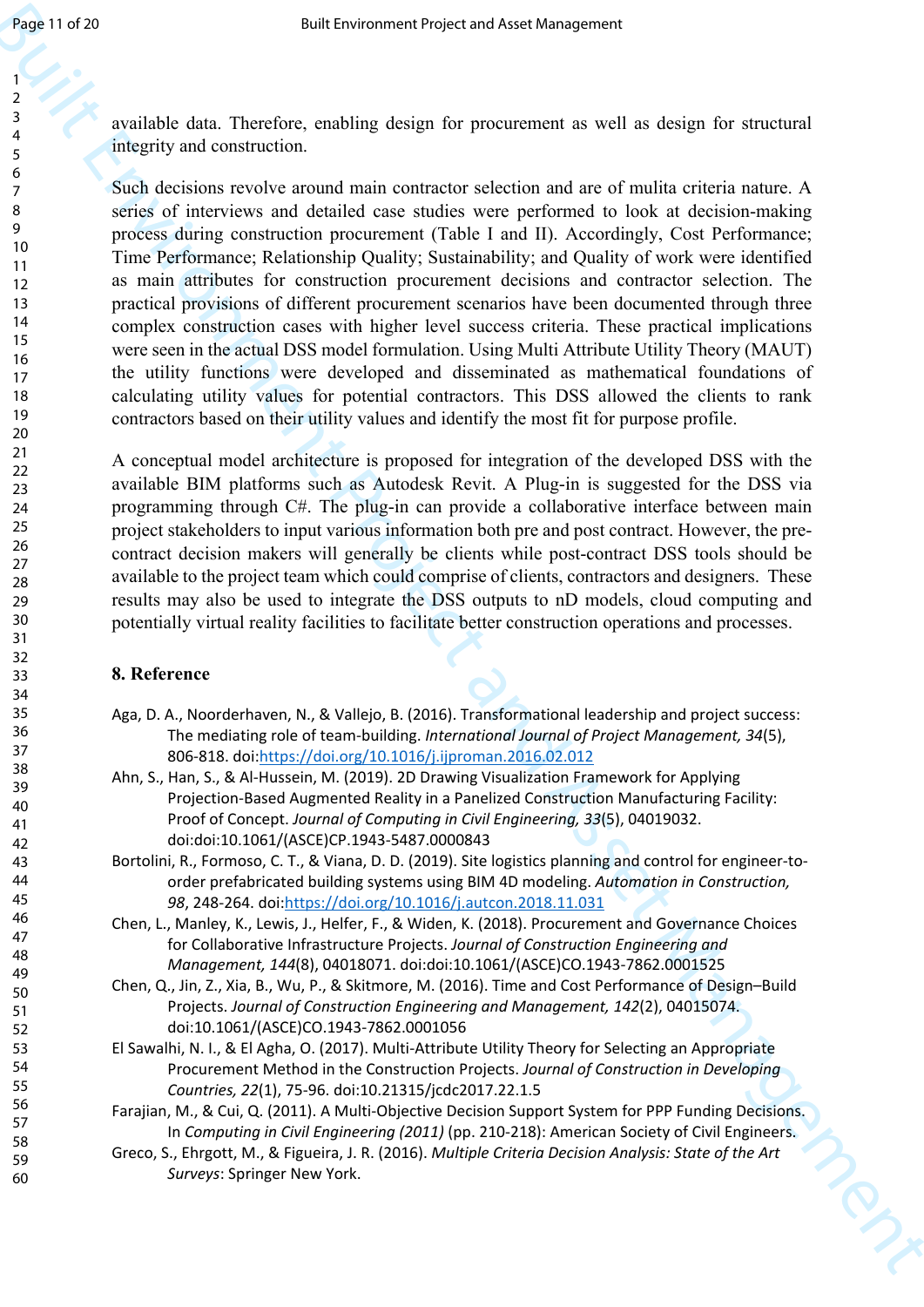available data. Therefore, enabling design for procurement as well as design for structural integrity and construction.

Such decisions revolve around main contractor selection and are of mulita criteria nature. A series of interviews and detailed case studies were performed to look at decision-making process during construction procurement (Table I and II). Accordingly, Cost Performance; Time Performance; Relationship Quality; Sustainability; and Quality of work were identified as main attributes for construction procurement decisions and contractor selection. The practical provisions of different procurement scenarios have been documented through three complex construction cases with higher level success criteria. These practical implications were seen in the actual DSS model formulation. Using Multi Attribute Utility Theory (MAUT) the utility functions were developed and disseminated as mathematical foundations of calculating utility values for potential contractors. This DSS allowed the clients to rank contractors based on their utility values and identify the most fit for purpose profile.

A conceptual model architecture is proposed for integration of the developed DSS with the available BIM platforms such as Autodesk Revit. A Plug-in is suggested for the DSS via programming through C#. The plug-in can provide a collaborative interface between main project stakeholders to input various information both pre and post contract. However, the pre-contract decision makers will generally be clients while post-contract DSS tools should be available to the project team which could comprise of clients, contractors and designers. These results may also be used to integrate the DSS outputs to nD models, cloud computing and potentially virtual reality facilities to facilitate better construction operations and processes.

## 8. Reference

Aga, D. A., Noorderhaven, N., & Vallejo, B. (2016). Transformational leadership and project success: The mediating role of team-building. *International Journal of Project Management, 34*(5), 806-818. doi:https://doi.org/10.1016/j.ijproman.2016.02.012

Ahn, S., Han, S., & Al-Hussein, M. (2019). 2D Drawing Visualization Framework for Applying Projection-Based Augmented Reality in a Panelized Construction Manufacturing Facility: Proof of Concept. *Journal of Computing in Civil Engineering, 33*(5), 04019032. doi:doi:10.1061/(ASCE)CP.1943-5487.0000843

Bortolini, R., Formoso, C. T., & Viana, D. D. (2019). Site logistics planning and control for engineer-to-order prefabricated building systems using BIM 4D modeling. *Automation in Construction, 98*, 248-264. doi:https://doi.org/10.1016/j.autcon.2018.11.031

Chen, L., Manley, K., Lewis, J., Helfer, F., & Widen, K. (2018). Procurement and Governance Choices for Collaborative Infrastructure Projects. *Journal of Construction Engineering and Management, 144*(8), 04018071. doi:doi:10.1061/(ASCE)CO.1943-7862.0001525

Chen, Q., Jin, Z., Xia, B., Wu, P., & Skitmore, M. (2016). Time and Cost Performance of Design–Build Projects. *Journal of Construction Engineering and Management, 142*(2), 04015074. doi:10.1061/(ASCE)CO.1943-7862.0001056

El Sawalhi, N. I., & El Agha, O. (2017). Multi-Attribute Utility Theory for Selecting an Appropriate Procurement Method in the Construction Projects. *Journal of Construction in Developing Countries, 22*(1), 75-96. doi:10.21315/jcdc2017.22.1.5

Farajian, M., & Cui, Q. (2011). A Multi-Objective Decision Support System for PPP Funding Decisions. In *Computing in Civil Engineering (2011)* (pp. 210-218): American Society of Civil Engineers.

Greco, S., Ehrgott, M., & Figueira, J. R. (2016). *Multiple Criteria Decision Analysis: State of the Art Surveys*: Springer New York.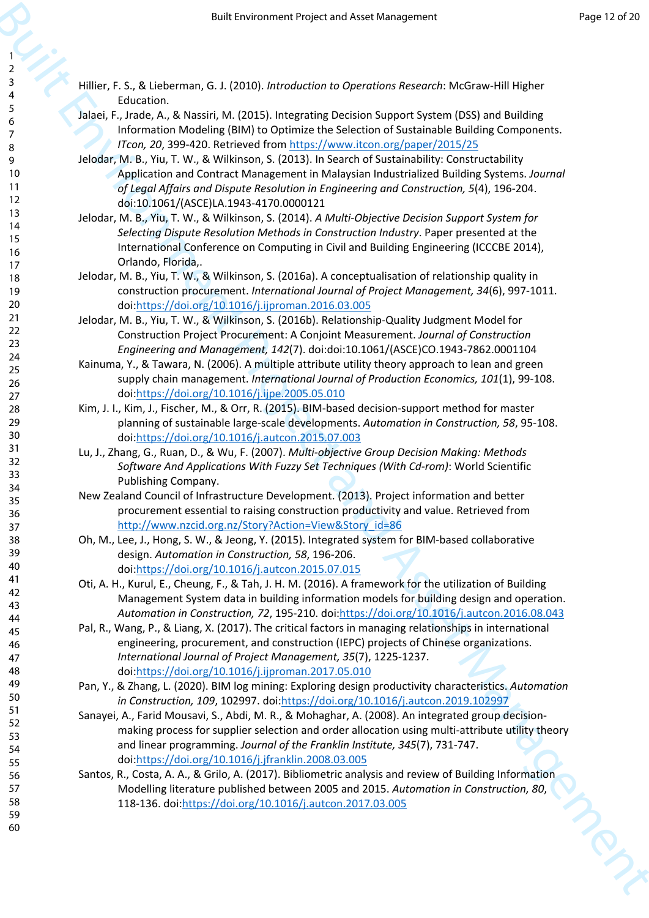Hillier, F. S., & Lieberman, G. J. (2010). *Introduction to Operations Research*: McGraw-Hill Higher Education.

Jalaei, F., Jrade, A., & Nassiri, M. (2015). Integrating Decision Support System (DSS) and Building Information Modeling (BIM) to Optimize the Selection of Sustainable Building Components. *ITcon, 20*, 399-420. Retrieved from https://www.itcon.org/paper/2015/25

Jelodar, M. B., Yiu, T. W., & Wilkinson, S. (2013). In Search of Sustainability: Constructability Application and Contract Management in Malaysian Industrialized Building Systems. *Journal of Legal Affairs and Dispute Resolution in Engineering and Construction, 5*(4), 196-204. doi:10.1061/(ASCE)LA.1943-4170.0000121

Jelodar, M. B., Yiu, T. W., & Wilkinson, S. (2014). *A Multi-Objective Decision Support System for Selecting Dispute Resolution Methods in Construction Industry*. Paper presented at the International Conference on Computing in Civil and Building Engineering (ICCCBE 2014), Orlando, Florida,.

Jelodar, M. B., Yiu, T. W., & Wilkinson, S. (2016a). A conceptualisation of relationship quality in construction procurement. *International Journal of Project Management, 34*(6), 997-1011. doi:https://doi.org/10.1016/j.ijproman.2016.03.005

Jelodar, M. B., Yiu, T. W., & Wilkinson, S. (2016b). Relationship-Quality Judgment Model for Construction Project Procurement: A Conjoint Measurement. *Journal of Construction Engineering and Management, 142*(7). doi:doi:10.1061/(ASCE)CO.1943-7862.0001104

Kainuma, Y., & Tawara, N. (2006). A multiple attribute utility theory approach to lean and green supply chain management. *International Journal of Production Economics, 101*(1), 99-108. doi:https://doi.org/10.1016/j.ijpe.2005.05.010

Kim, J. I., Kim, J., Fischer, M., & Orr, R. (2015). BIM-based decision-support method for master planning of sustainable large-scale developments. *Automation in Construction, 58*, 95-108. doi:https://doi.org/10.1016/j.autcon.2015.07.003

Lu, J., Zhang, G., Ruan, D., & Wu, F. (2007). *Multi-objective Group Decision Making: Methods Software And Applications With Fuzzy Set Techniques (With Cd-rom)*: World Scientific Publishing Company.

New Zealand Council of Infrastructure Development. (2013). Project information and better procurement essential to raising construction productivity and value. Retrieved from http://www.nzcid.org.nz/Story?Action=View&Story_id=86

Oh, M., Lee, J., Hong, S. W., & Jeong, Y. (2015). Integrated system for BIM-based collaborative design. *Automation in Construction, 58*, 196-206. doi:https://doi.org/10.1016/j.autcon.2015.07.015

Oti, A. H., Kurul, E., Cheung, F., & Tah, J. H. M. (2016). A framework for the utilization of Building Management System data in building information models for building design and operation. *Automation in Construction, 72*, 195-210. doi:https://doi.org/10.1016/j.autcon.2016.08.043

Pal, R., Wang, P., & Liang, X. (2017). The critical factors in managing relationships in international engineering, procurement, and construction (IEPC) projects of Chinese organizations. *International Journal of Project Management, 35*(7), 1225-1237. doi:https://doi.org/10.1016/j.ijproman.2017.05.010

Pan, Y., & Zhang, L. (2020). BIM log mining: Exploring design productivity characteristics. *Automation in Construction, 109*, 102997. doi:https://doi.org/10.1016/j.autcon.2019.102997

Sanayei, A., Farid Mousavi, S., Abdi, M. R., & Mohaghar, A. (2008). An integrated group decision-making process for supplier selection and order allocation using multi-attribute utility theory and linear programming. *Journal of the Franklin Institute, 345*(7), 731-747. doi:https://doi.org/10.1016/j.jfranklin.2008.03.005

Santos, R., Costa, A. A., & Grilo, A. (2017). Bibliometric analysis and review of Building Information Modelling literature published between 2005 and 2015. *Automation in Construction, 80*, 118-136. doi:https://doi.org/10.1016/j.autcon.2017.03.005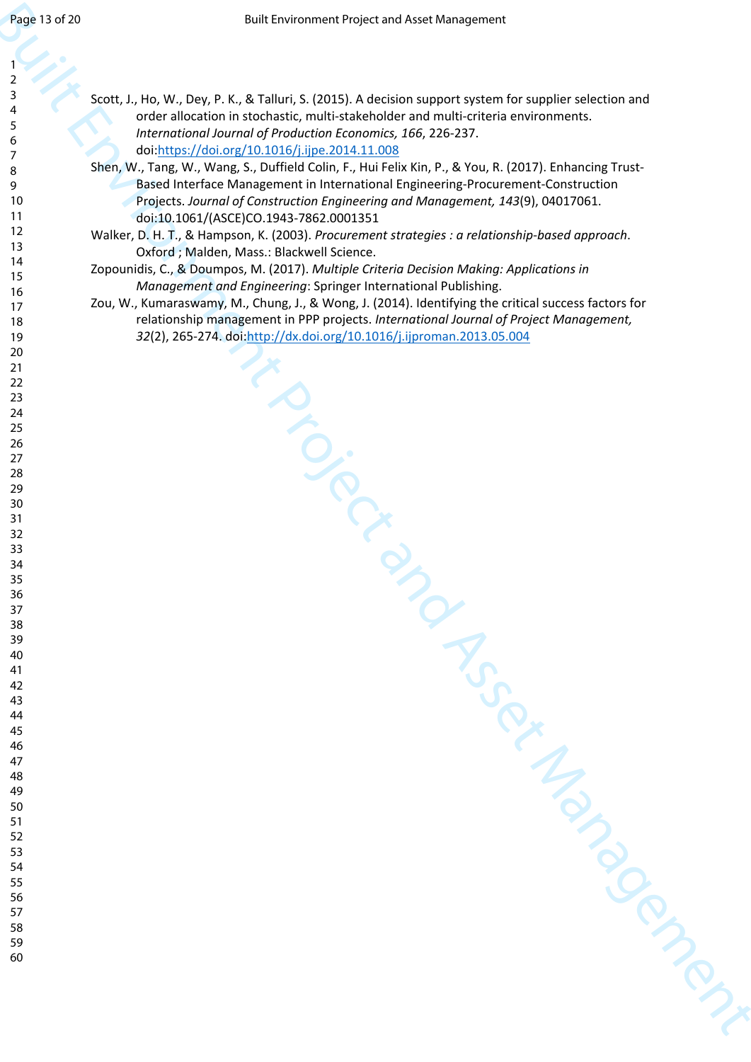Scott, J., Ho, W., Dey, P. K., & Talluri, S. (2015). A decision support system for supplier selection and order allocation in stochastic, multi-stakeholder and multi-criteria environments. *International Journal of Production Economics, 166*, 226-237. doi:https://doi.org/10.1016/j.ijpe.2014.11.008

Shen, W., Tang, W., Wang, S., Duffield Colin, F., Hui Felix Kin, P., & You, R. (2017). Enhancing Trust-Based Interface Management in International Engineering-Procurement-Construction Projects. *Journal of Construction Engineering and Management, 143*(9), 04017061. doi:10.1061/(ASCE)CO.1943-7862.0001351

Walker, D. H. T., & Hampson, K. (2003). *Procurement strategies : a relationship-based approach*. Oxford ; Malden, Mass.: Blackwell Science.

Zopounidis, C., & Doumpos, M. (2017). *Multiple Criteria Decision Making: Applications in Management and Engineering*: Springer International Publishing.

Zou, W., Kumaraswamy, M., Chung, J., & Wong, J. (2014). Identifying the critical success factors for relationship management in PPP projects. *International Journal of Project Management, 32*(2), 265-274. doi:http://dx.doi.org/10.1016/j.ijproman.2013.05.004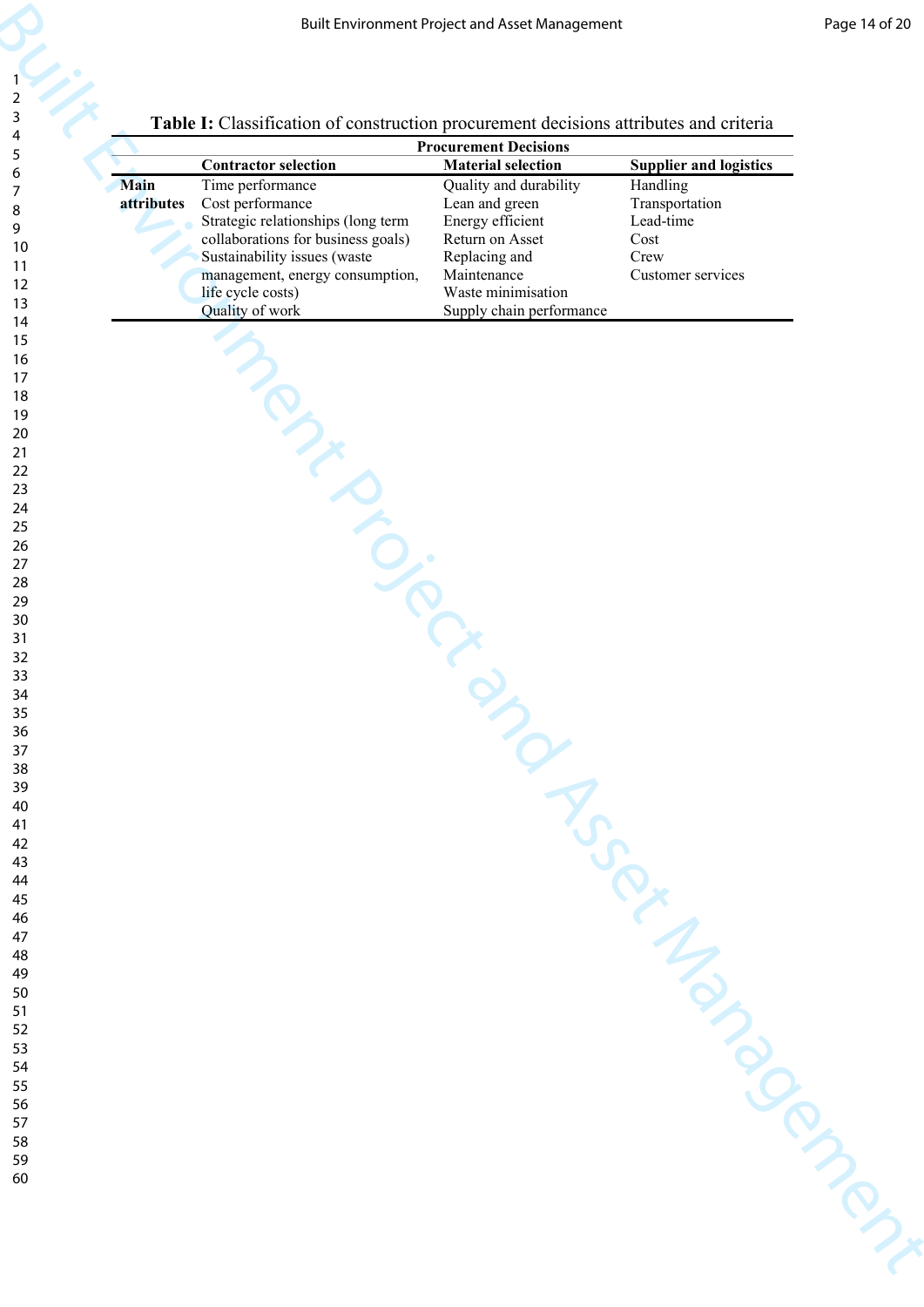**Table I:** Classification of construction procurement decisions attributes and criteria

| | Procurement Decisions | | |
|---|---|---|---|
| | **Contractor selection** | **Material selection** | **Supplier and logistics** |
| **Main attributes** | Time performance | Quality and durability | Handling |
| | Cost performance | Lean and green | Transportation |
| | Strategic relationships (long term collaborations for business goals) | Energy efficient | Lead-time |
| | Sustainability issues (waste management, energy consumption, life cycle costs) | Return on Asset | Cost |
| | Quality of work | Replacing and Maintenance | Crew |
| | | Waste minimisation | Customer services |
| | | Supply chain performance | |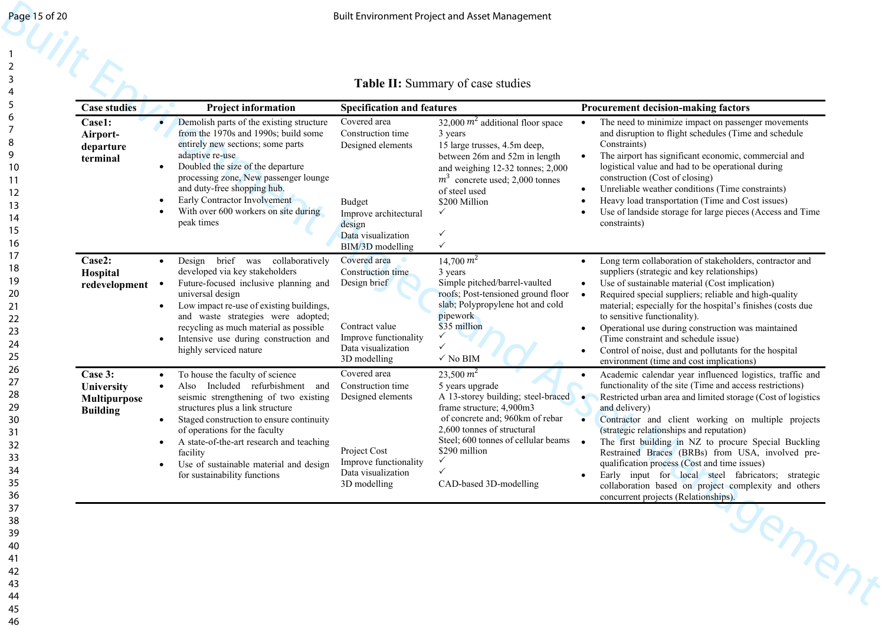**Table II:** Summary of case studies

| Case studies | Project information | Specification and features | | Procurement decision-making factors |
|---|---|---|---|---|
| **Case1: Airport-departure terminal** | • Demolish parts of the existing structure from the 1970s and 1990s; build some entirely new sections; some parts adaptive re-use<br>• Doubled the size of the departure processing zone, New passenger lounge and duty-free shopping hub.<br>• Early Contractor Involvement<br>• With over 600 workers on site during peak times | Covered area<br>Construction time<br>Designed elements<br><br><br><br><br>Budget<br>Improve architectural design<br>Data visualization<br>BIM/3D modelling | 32,000 $m^2$ additional floor space<br>3 years<br>15 large trusses, 4.5m deep, between 26m and 52m in length and weighing 12-32 tonnes; 2,000 $m^3$ concrete used; 2,000 tonnes of steel used<br>$200 Million<br>✓<br><br>✓<br>✓ | • The need to minimize impact on passenger movements and disruption to flight schedules (Time and schedule Constraints)<br>• The airport has significant economic, commercial and logistical value and had to be operational during construction (Cost of closing)<br>• Unreliable weather conditions (Time constraints)<br>• Heavy load transportation (Time and Cost issues)<br>• Use of landside storage for large pieces (Access and Time constraints) |
| **Case2: Hospital redevelopment** | • Design brief was collaboratively developed via key stakeholders<br>• Future-focused inclusive planning and universal design<br>• Low impact re-use of existing buildings, and waste strategies were adopted; recycling as much material as possible<br>• Intensive use during construction and highly serviced nature | Covered area<br>Construction time<br>Design brief<br><br><br><br>Contract value<br>Improve functionality<br>Data visualization<br>3D modelling | 14,700 $m^2$<br>3 years<br>Simple pitched/barrel-vaulted roofs; Post-tensioned ground floor slab; Polypropylene hot and cold pipework<br>$35 million<br>✓<br>✓<br>✓ No BIM | • Long term collaboration of stakeholders, contractor and suppliers (strategic and key relationships)<br>• Use of sustainable material (Cost implication)<br>• Required special suppliers; reliable and high-quality material; especially for the hospital's finishes (costs due to sensitive functionality).<br>• Operational use during construction was maintained (Time constraint and schedule issue)<br>• Control of noise, dust and pollutants for the hospital environment (time and cost implications) |
| **Case 3: University Multipurpose Building** | • To house the faculty of science<br>• Also Included refurbishment and seismic strengthening of two existing structures plus a link structure<br>• Staged construction to ensure continuity of operations for the faculty<br>• A state-of-the-art research and teaching facility<br>• Use of sustainable material and design for sustainability functions | Covered area<br>Construction time<br>Designed elements<br><br><br><br><br>Project Cost<br>Improve functionality<br>Data visualization<br>3D modelling | 23,500 $m^2$<br>5 years upgrade<br>A 13-storey building; steel-braced frame structure; 4,900m3 of concrete and; 960km of rebar 2,600 tonnes of structural Steel; 600 tonnes of cellular beams<br>$290 million<br>✓<br>✓<br>CAD-based 3D-modelling | • Academic calendar year influenced logistics, traffic and functionality of the site (Time and access restrictions)<br>• Restricted urban area and limited storage (Cost of logistics and delivery)<br>• Contractor and client working on multiple projects (strategic relationships and reputation)<br>• The first building in NZ to procure Special Buckling Restrained Braces (BRBs) from USA, involved pre-qualification process (Cost and time issues)<br>• Early input for local steel fabricators; strategic collaboration based on project complexity and others concurrent projects (Relationships). |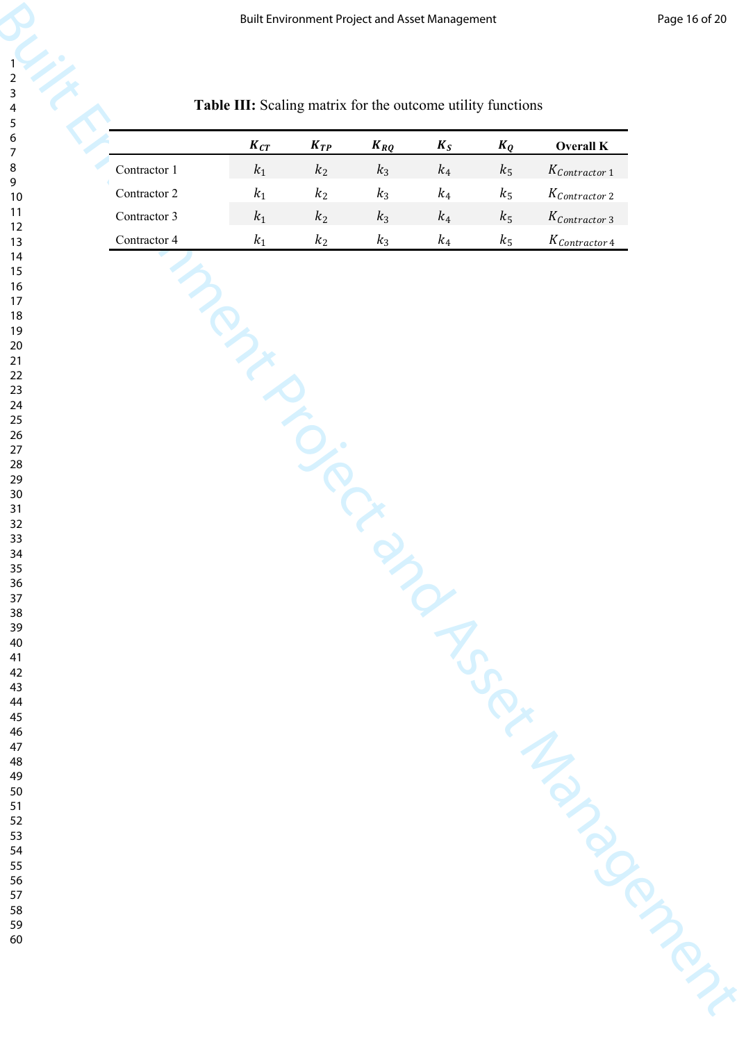**Table III:** Scaling matrix for the outcome utility functions

| | $K_{CT}$ | $K_{TP}$ | $K_{RQ}$ | $K_S$ | $K_Q$ | Overall K |
|---|---|---|---|---|---|---|
| Contractor 1 | $k_1$ | $k_2$ | $k_3$ | $k_4$ | $k_5$ | $K_{Contractor\ 1}$ |
| Contractor 2 | $k_1$ | $k_2$ | $k_3$ | $k_4$ | $k_5$ | $K_{Contractor\ 2}$ |
| Contractor 3 | $k_1$ | $k_2$ | $k_3$ | $k_4$ | $k_5$ | $K_{Contractor\ 3}$ |
| Contractor 4 | $k_1$ | $k_2$ | $k_3$ | $k_4$ | $k_5$ | $K_{Contractor\ 4}$ |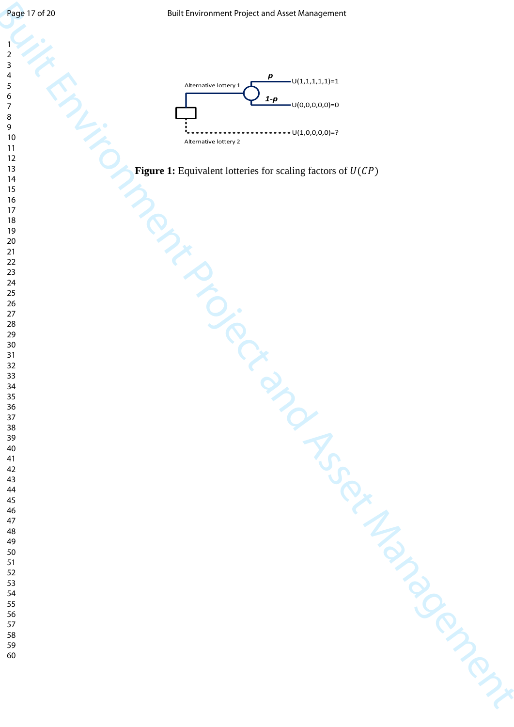Alternative lottery 1

$p$ — U(1,1,1,1,1)=1

$1-p$ — U(0,0,0,0,0)=0

Alternative lottery 2 — U(1,0,0,0,0)=?

**Figure 1:** Equivalent lotteries for scaling factors of $U(CP)$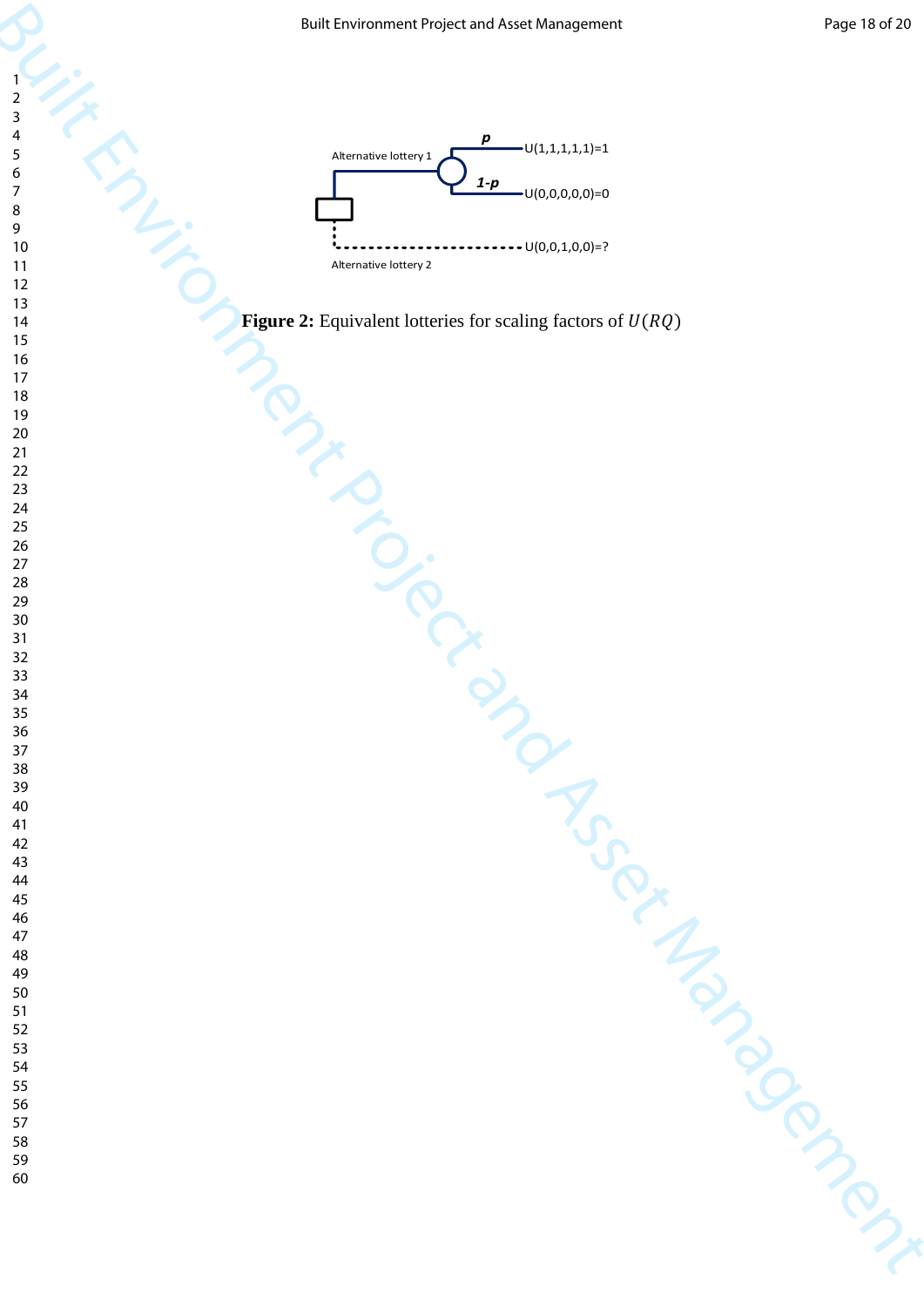Alternative lottery 1

$p$ — U(1,1,1,1,1)=1

$1-p$ — U(0,0,0,0,0)=0

Alternative lottery 2 — U(0,0,1,0,0)=?

**Figure 2:** Equivalent lotteries for scaling factors of $U(RQ)$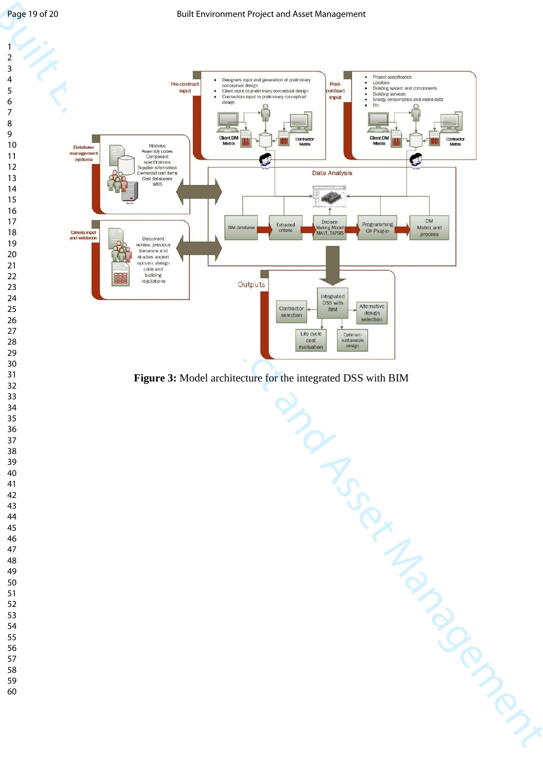**Figure 3:** Model architecture for the integrated DSS with BIM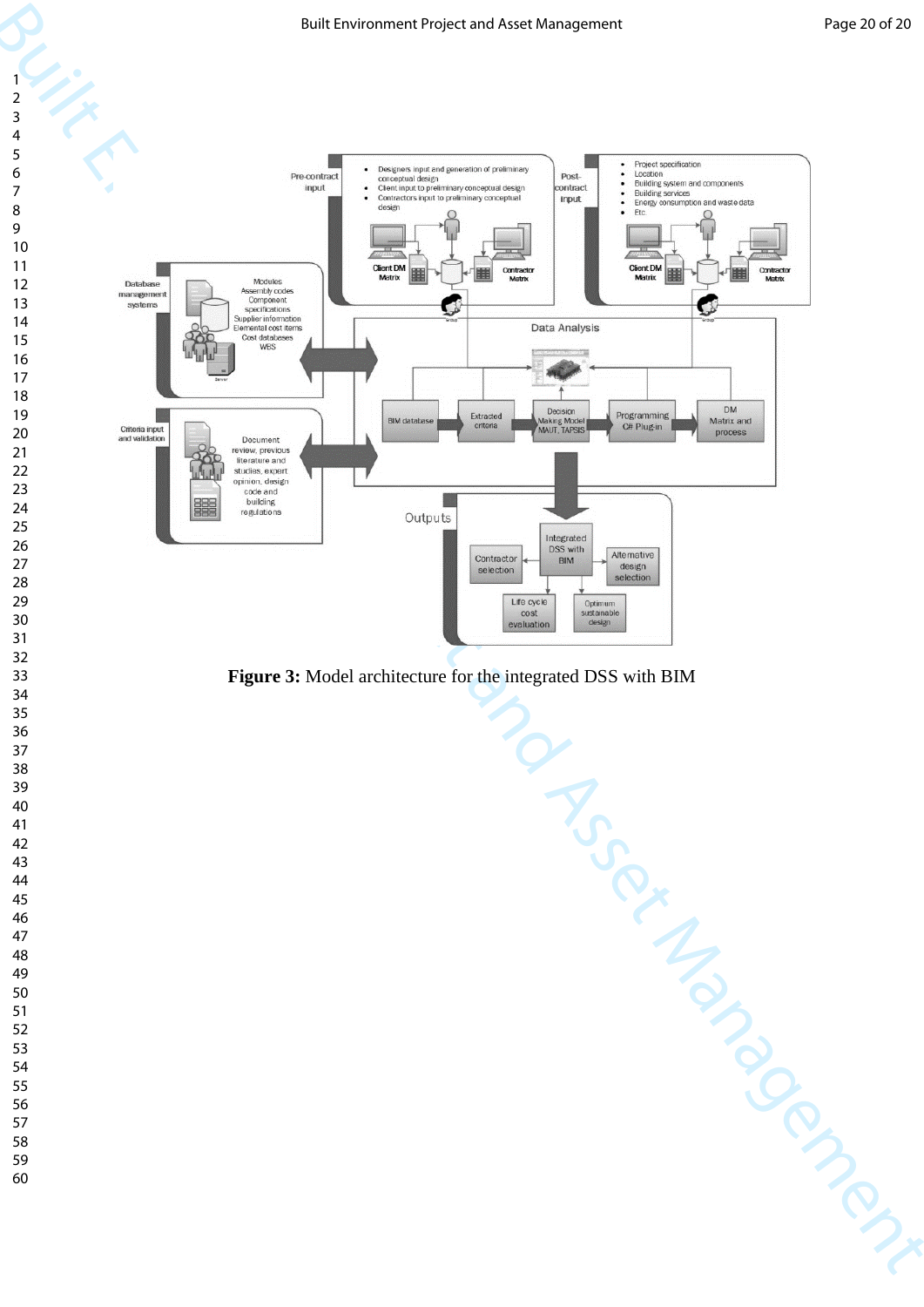Pre-contract input

- Designers input and generation of preliminary conceptual design
- Client input to preliminary conceptual design
- Contractors input to preliminary conceptual design

Client DM Matrix

Contractor Matrix

Post-contract input

- Project specification
- Location
- Building system and components
- Building services
- Energy consumption and waste data
- Etc.

Client DM Matrix

Contractor Matrix

Database management systems

Modules
Assembly codes
Component specifications
Supplier information
Elemental cost items
Cost databases
WBS

Data Analysis

BIM database

Extracted criteria

Decision Making Model MAUT, TAPSIS

Programming C# Plug-in

DM Matrix and process

Criteria input and validation

Document review, previous literature and studies, expert opinion, design code and building regulations

Outputs

Integrated DSS with BIM

Contractor selection

Alternative design selection

Life cycle cost evaluation

Optimum sustainable design

**Figure 3:** Model architecture for the integrated DSS with BIM